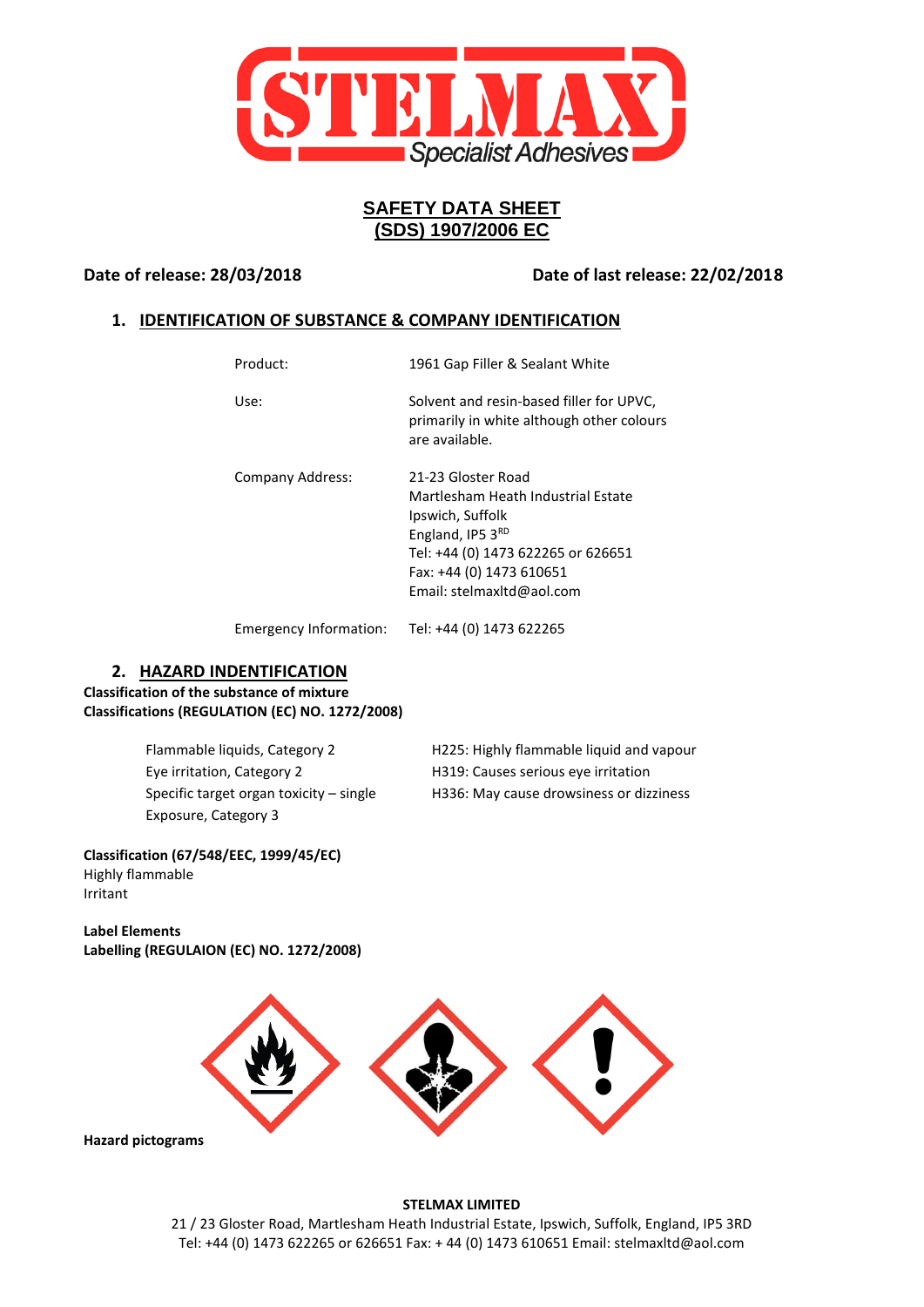# SAFETY DATA SHEET
# (SDS) 1907/2006 EC

**Date of release: 28/03/2018** **Date of last release: 22/02/2018**

## 1. IDENTIFICATION OF SUBSTANCE & COMPANY IDENTIFICATION

| | |
|---|---|
| Product: | 1961 Gap Filler & Sealant White |
| Use: | Solvent and resin-based filler for UPVC, primarily in white although other colours are available. |
| Company Address: | 21-23 Gloster Road<br>Martlesham Heath Industrial Estate<br>Ipswich, Suffolk<br>England, IP5 3RD<br>Tel: +44 (0) 1473 622265 or 626651<br>Fax: +44 (0) 1473 610651<br>Email: stelmaxltd@aol.com |
| Emergency Information: | Tel: +44 (0) 1473 622265 |

## 2. HAZARD INDENTIFICATION

**Classification of the substance of mixture**
**Classifications (REGULATION (EC) NO. 1272/2008)**

| | |
|---|---|
| Flammable liquids, Category 2 | H225: Highly flammable liquid and vapour |
| Eye irritation, Category 2 | H319: Causes serious eye irritation |
| Specific target organ toxicity – single Exposure, Category 3 | H336: May cause drowsiness or dizziness |

**Classification (67/548/EEC, 1999/45/EC)**
Highly flammable
Irritant

**Label Elements**
**Labelling (REGULAION (EC) NO. 1272/2008)**

**Hazard pictograms**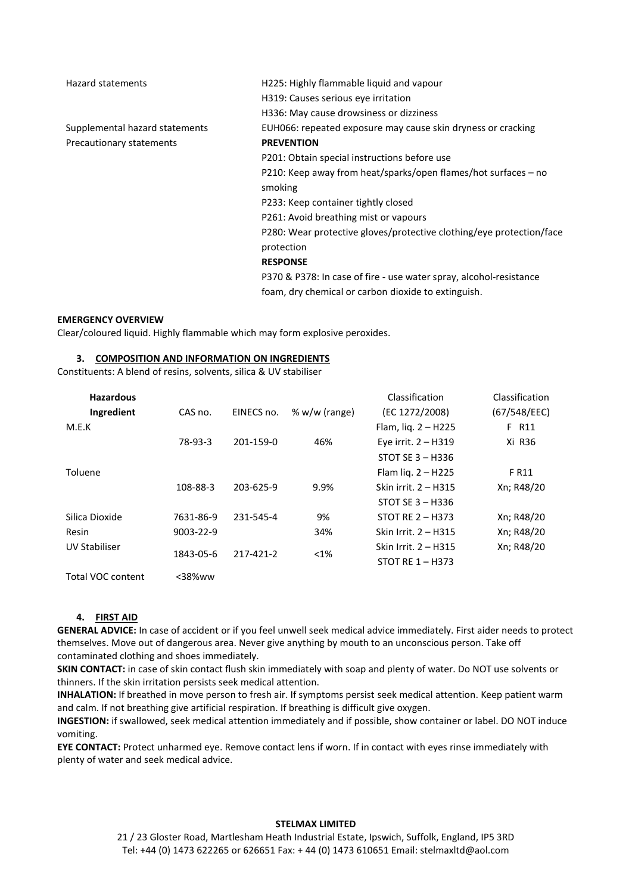| | |
|---|---|
| Hazard statements | H225: Highly flammable liquid and vapour<br>H319: Causes serious eye irritation<br>H336: May cause drowsiness or dizziness |
| Supplemental hazard statements | EUH066: repeated exposure may cause skin dryness or cracking |
| Precautionary statements | **PREVENTION**<br>P201: Obtain special instructions before use<br>P210: Keep away from heat/sparks/open flames/hot surfaces – no smoking<br>P233: Keep container tightly closed<br>P261: Avoid breathing mist or vapours<br>P280: Wear protective gloves/protective clothing/eye protection/face protection<br>**RESPONSE**<br>P370 & P378: In case of fire - use water spray, alcohol-resistance foam, dry chemical or carbon dioxide to extinguish. |

**EMERGENCY OVERVIEW**

Clear/coloured liquid. Highly flammable which may form explosive peroxides.

## 3. COMPOSITION AND INFORMATION ON INGREDIENTS

Constituents: A blend of resins, solvents, silica & UV stabiliser

| Hazardous Ingredient | CAS no. | EINECS no. | % w/w (range) | Classification (EC 1272/2008) | Classification (67/548/EEC) |
|---|---|---|---|---|---|
| M.E.K | 78-93-3 | 201-159-0 | 46% | Flam, liq. 2 – H225<br>Eye irrit. 2 – H319<br>STOT SE 3 – H336 | F R11<br>Xi R36 |
| Toluene | 108-88-3 | 203-625-9 | 9.9% | Flam liq. 2 – H225<br>Skin irrit. 2 – H315<br>STOT SE 3 – H336 | F R11<br>Xn; R48/20 |
| Silica Dioxide | 7631-86-9 | 231-545-4 | 9% | STOT RE 2 – H373 | Xn; R48/20 |
| Resin | 9003-22-9 | | 34% | Skin Irrit. 2 – H315 | Xn; R48/20 |
| UV Stabiliser | 1843-05-6 | 217-421-2 | <1% | Skin Irrit. 2 – H315<br>STOT RE 1 – H373 | Xn; R48/20 |
| Total VOC content | <38%ww | | | | |

## 4. FIRST AID

**GENERAL ADVICE:** In case of accident or if you feel unwell seek medical advice immediately. First aider needs to protect themselves. Move out of dangerous area. Never give anything by mouth to an unconscious person. Take off contaminated clothing and shoes immediately.

**SKIN CONTACT:** in case of skin contact flush skin immediately with soap and plenty of water. Do NOT use solvents or thinners. If the skin irritation persists seek medical attention.

**INHALATION:** If breathed in move person to fresh air. If symptoms persist seek medical attention. Keep patient warm and calm. If not breathing give artificial respiration. If breathing is difficult give oxygen.

**INGESTION:** if swallowed, seek medical attention immediately and if possible, show container or label. DO NOT induce vomiting.

**EYE CONTACT:** Protect unharmed eye. Remove contact lens if worn. If in contact with eyes rinse immediately with plenty of water and seek medical advice.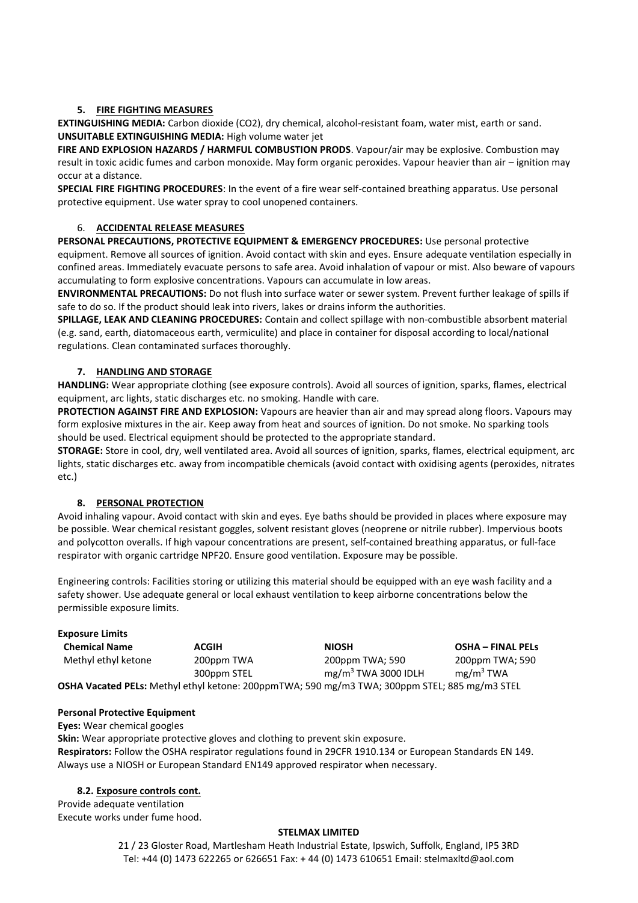## 5. FIRE FIGHTING MEASURES

**EXTINGUISHING MEDIA:** Carbon dioxide ($CO_2$), dry chemical, alcohol-resistant foam, water mist, earth or sand.
**UNSUITABLE EXTINGUISHING MEDIA:** High volume water jet
**FIRE AND EXPLOSION HAZARDS / HARMFUL COMBUSTION PRODS**. Vapour/air may be explosive. Combustion may result in toxic acidic fumes and carbon monoxide. May form organic peroxides. Vapour heavier than air – ignition may occur at a distance.
**SPECIAL FIRE FIGHTING PROCEDURES**: In the event of a fire wear self-contained breathing apparatus. Use personal protective equipment. Use water spray to cool unopened containers.

## 6. ACCIDENTAL RELEASE MEASURES

**PERSONAL PRECAUTIONS, PROTECTIVE EQUIPMENT & EMERGENCY PROCEDURES:** Use personal protective equipment. Remove all sources of ignition. Avoid contact with skin and eyes. Ensure adequate ventilation especially in confined areas. Immediately evacuate persons to safe area. Avoid inhalation of vapour or mist. Also beware of vapours accumulating to form explosive concentrations. Vapours can accumulate in low areas.
**ENVIRONMENTAL PRECAUTIONS:** Do not flush into surface water or sewer system. Prevent further leakage of spills if safe to do so. If the product should leak into rivers, lakes or drains inform the authorities.
**SPILLAGE, LEAK AND CLEANING PROCEDURES:** Contain and collect spillage with non-combustible absorbent material (e.g. sand, earth, diatomaceous earth, vermiculite) and place in container for disposal according to local/national regulations. Clean contaminated surfaces thoroughly.

## 7. HANDLING AND STORAGE

**HANDLING:** Wear appropriate clothing (see exposure controls). Avoid all sources of ignition, sparks, flames, electrical equipment, arc lights, static discharges etc. no smoking. Handle with care.
**PROTECTION AGAINST FIRE AND EXPLOSION:** Vapours are heavier than air and may spread along floors. Vapours may form explosive mixtures in the air. Keep away from heat and sources of ignition. Do not smoke. No sparking tools should be used. Electrical equipment should be protected to the appropriate standard.
**STORAGE:** Store in cool, dry, well ventilated area. Avoid all sources of ignition, sparks, flames, electrical equipment, arc lights, static discharges etc. away from incompatible chemicals (avoid contact with oxidising agents (peroxides, nitrates etc.)

## 8. PERSONAL PROTECTION

Avoid inhaling vapour. Avoid contact with skin and eyes. Eye baths should be provided in places where exposure may be possible. Wear chemical resistant goggles, solvent resistant gloves (neoprene or nitrile rubber). Impervious boots and polycotton overalls. If high vapour concentrations are present, self-contained breathing apparatus, or full-face respirator with organic cartridge NPF20. Ensure good ventilation. Exposure may be possible.

Engineering controls: Facilities storing or utilizing this material should be equipped with an eye wash facility and a safety shower. Use adequate general or local exhaust ventilation to keep airborne concentrations below the permissible exposure limits.

**Exposure Limits**

| Chemical Name | ACGIH | NIOSH | OSHA – FINAL PELs |
|---|---|---|---|
| Methyl ethyl ketone | 200ppm TWA<br>300ppm STEL | 200ppm TWA; 590 mg/m$^3$ TWA 3000 IDLH | 200ppm TWA; 590 mg/m$^3$ TWA |

**OSHA Vacated PELs:** Methyl ethyl ketone: 200ppmTWA; 590 mg/m3 TWA; 300ppm STEL; 885 mg/m3 STEL

**Personal Protective Equipment**

**Eyes:** Wear chemical googles
**Skin:** Wear appropriate protective gloves and clothing to prevent skin exposure.
**Respirators:** Follow the OSHA respirator regulations found in 29CFR 1910.134 or European Standards EN 149. Always use a NIOSH or European Standard EN149 approved respirator when necessary.

### 8.2. Exposure controls cont.

Provide adequate ventilation
Execute works under fume hood.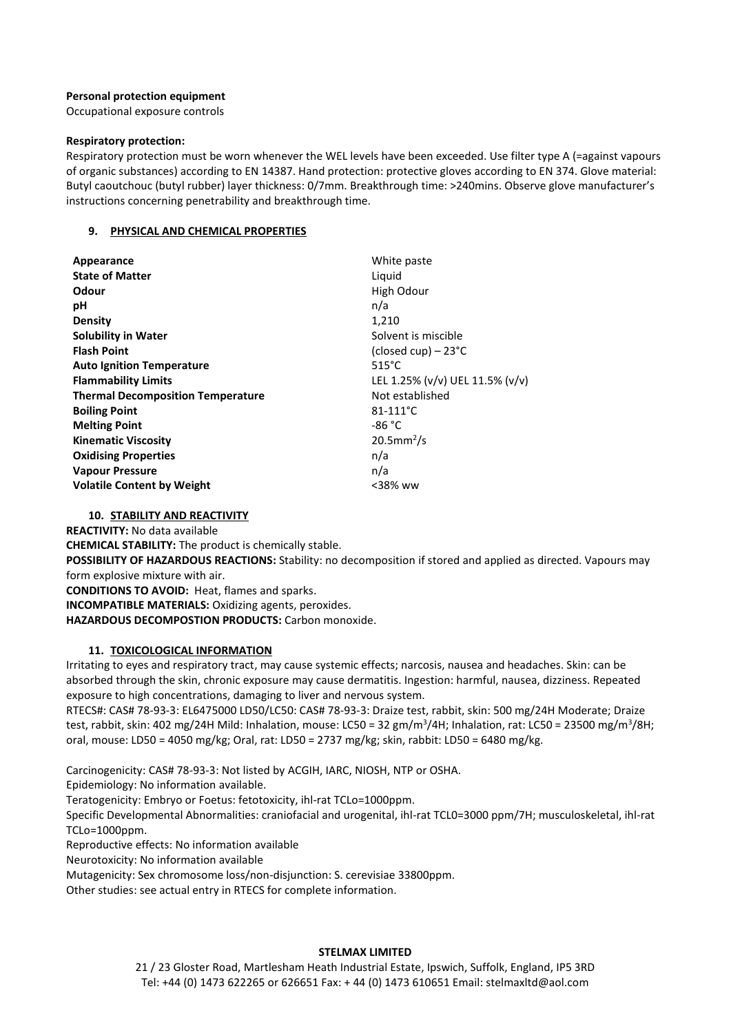**Personal protection equipment**
Occupational exposure controls

**Respiratory protection:**
Respiratory protection must be worn whenever the WEL levels have been exceeded. Use filter type A (=against vapours of organic substances) according to EN 14387. Hand protection: protective gloves according to EN 374. Glove material: Butyl caoutchouc (butyl rubber) layer thickness: 0/7mm. Breakthrough time: >240mins. Observe glove manufacturer's instructions concerning penetrability and breakthrough time.

## 9. PHYSICAL AND CHEMICAL PROPERTIES

| | |
|---|---|
| **Appearance** | White paste |
| **State of Matter** | Liquid |
| **Odour** | High Odour |
| **pH** | n/a |
| **Density** | 1,210 |
| **Solubility in Water** | Solvent is miscible |
| **Flash Point** | (closed cup) – 23°C |
| **Auto Ignition Temperature** | 515°C |
| **Flammability Limits** | LEL 1.25% (v/v) UEL 11.5% (v/v) |
| **Thermal Decomposition Temperature** | Not established |
| **Boiling Point** | 81-111°C |
| **Melting Point** | -86 °C |
| **Kinematic Viscosity** | $20.5mm^2/s$ |
| **Oxidising Properties** | n/a |
| **Vapour Pressure** | n/a |
| **Volatile Content by Weight** | <38% ww |

## 10. STABILITY AND REACTIVITY

**REACTIVITY:** No data available
**CHEMICAL STABILITY:** The product is chemically stable.
**POSSIBILITY OF HAZARDOUS REACTIONS:** Stability: no decomposition if stored and applied as directed. Vapours may form explosive mixture with air.
**CONDITIONS TO AVOID:** Heat, flames and sparks.
**INCOMPATIBLE MATERIALS:** Oxidizing agents, peroxides.
**HAZARDOUS DECOMPOSTION PRODUCTS:** Carbon monoxide.

## 11. TOXICOLOGICAL INFORMATION

Irritating to eyes and respiratory tract, may cause systemic effects; narcosis, nausea and headaches. Skin: can be absorbed through the skin, chronic exposure may cause dermatitis. Ingestion: harmful, nausea, dizziness. Repeated exposure to high concentrations, damaging to liver and nervous system.
RTECS#: CAS# 78-93-3: EL6475000 LD50/LC50: CAS# 78-93-3: Draize test, rabbit, skin: 500 mg/24H Moderate; Draize test, rabbit, skin: 402 mg/24H Mild: Inhalation, mouse: LC50 = 32 $gm/m^3$/4H; Inhalation, rat: LC50 = 23500 $mg/m^3$/8H; oral, mouse: LD50 = 4050 mg/kg; Oral, rat: LD50 = 2737 mg/kg; skin, rabbit: LD50 = 6480 mg/kg.

Carcinogenicity: CAS# 78-93-3: Not listed by ACGIH, IARC, NIOSH, NTP or OSHA.
Epidemiology: No information available.
Teratogenicity: Embryo or Foetus: fetotoxicity, ihl-rat TCLo=1000ppm.
Specific Developmental Abnormalities: craniofacial and urogenital, ihl-rat TCL0=3000 ppm/7H; musculoskeletal, ihl-rat TCLo=1000ppm.
Reproductive effects: No information available
Neurotoxicity: No information available
Mutagenicity: Sex chromosome loss/non-disjunction: S. cerevisiae 33800ppm.
Other studies: see actual entry in RTECS for complete information.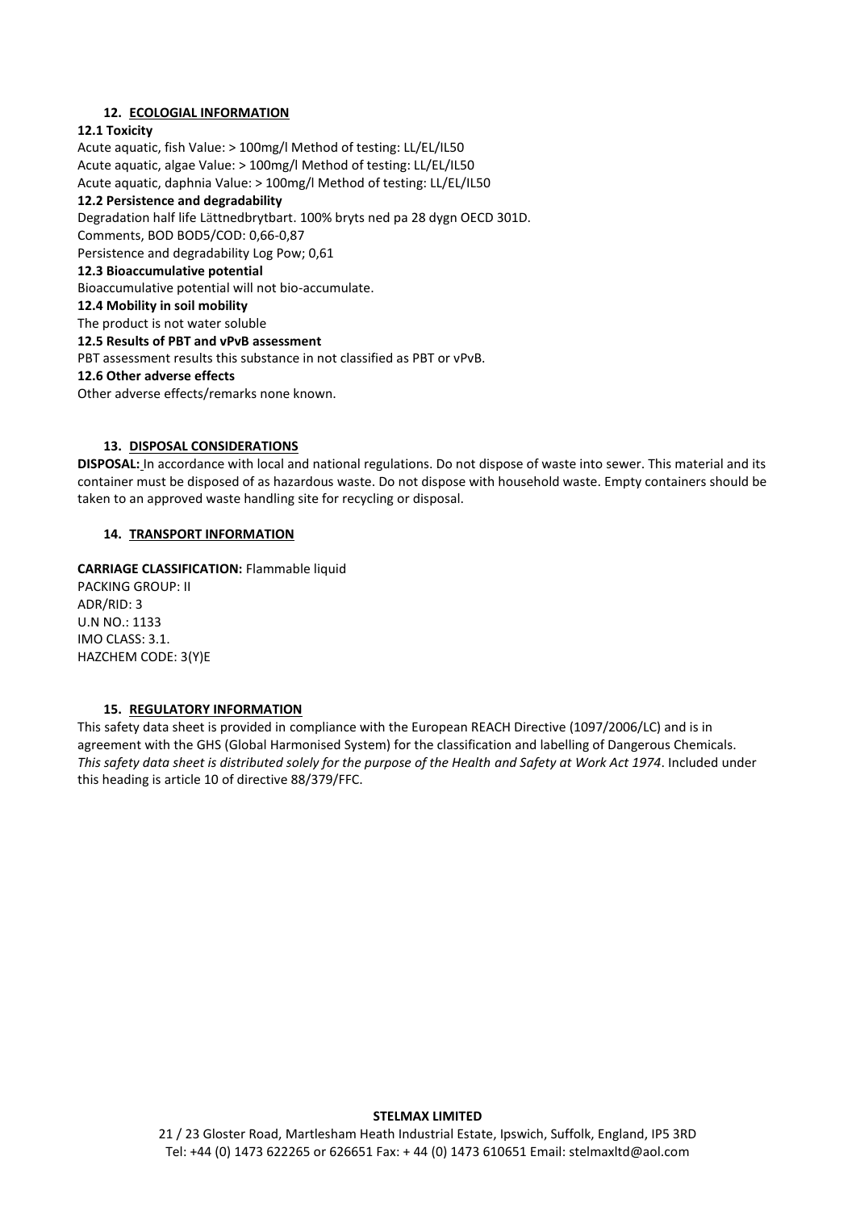## 12. ECOLOGIAL INFORMATION

**12.1 Toxicity**

Acute aquatic, fish Value: > 100mg/l Method of testing: LL/EL/IL50
Acute aquatic, algae Value: > 100mg/l Method of testing: LL/EL/IL50
Acute aquatic, daphnia Value: > 100mg/l Method of testing: LL/EL/IL50

**12.2 Persistence and degradability**

Degradation half life Lättnedbrytbart. 100% bryts ned pa 28 dygn OECD 301D.
Comments, BOD BOD5/COD: 0,66-0,87
Persistence and degradability Log Pow; 0,61

**12.3 Bioaccumulative potential**

Bioaccumulative potential will not bio-accumulate.

**12.4 Mobility in soil mobility**

The product is not water soluble

**12.5 Results of PBT and vPvB assessment**

PBT assessment results this substance in not classified as PBT or vPvB.

**12.6 Other adverse effects**

Other adverse effects/remarks none known.

## 13. DISPOSAL CONSIDERATIONS

**DISPOSAL:** In accordance with local and national regulations. Do not dispose of waste into sewer. This material and its container must be disposed of as hazardous waste. Do not dispose with household waste. Empty containers should be taken to an approved waste handling site for recycling or disposal.

## 14. TRANSPORT INFORMATION

**CARRIAGE CLASSIFICATION:** Flammable liquid
PACKING GROUP: II
ADR/RID: 3
U.N NO.: 1133
IMO CLASS: 3.1.
HAZCHEM CODE: 3(Y)E

## 15. REGULATORY INFORMATION

This safety data sheet is provided in compliance with the European REACH Directive (1097/2006/LC) and is in agreement with the GHS (Global Harmonised System) for the classification and labelling of Dangerous Chemicals. *This safety data sheet is distributed solely for the purpose of the Health and Safety at Work Act 1974*. Included under this heading is article 10 of directive 88/379/FFC.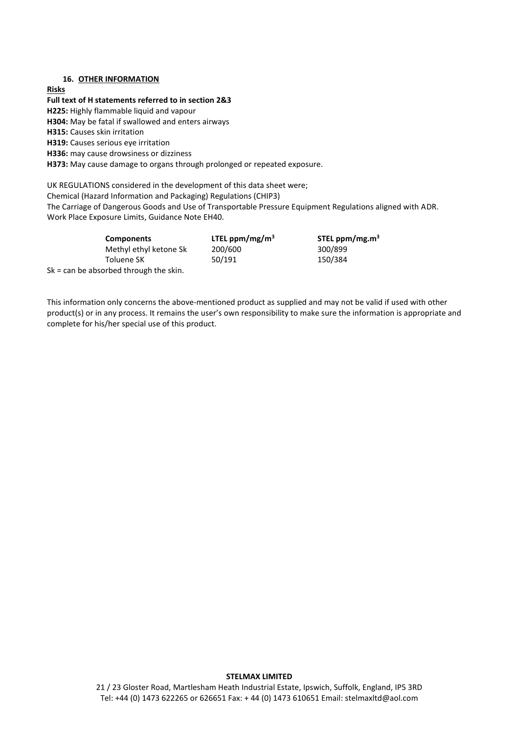## 16. OTHER INFORMATION

**Risks**

**Full text of H statements referred to in section 2&3**

**H225:** Highly flammable liquid and vapour
**H304:** May be fatal if swallowed and enters airways
**H315:** Causes skin irritation
**H319:** Causes serious eye irritation
**H336:** may cause drowsiness or dizziness
**H373:** May cause damage to organs through prolonged or repeated exposure.

UK REGULATIONS considered in the development of this data sheet were;
Chemical (Hazard Information and Packaging) Regulations (CHIP3)
The Carriage of Dangerous Goods and Use of Transportable Pressure Equipment Regulations aligned with ADR.
Work Place Exposure Limits, Guidance Note EH40.

| Components | LTEL ppm/mg/m³ | STEL ppm/mg.m³ |
|---|---|---|
| Methyl ethyl ketone Sk | 200/600 | 300/899 |
| Toluene SK | 50/191 | 150/384 |

Sk = can be absorbed through the skin.

This information only concerns the above-mentioned product as supplied and may not be valid if used with other product(s) or in any process. It remains the user's own responsibility to make sure the information is appropriate and complete for his/her special use of this product.

**STELMAX LIMITED**

21 / 23 Gloster Road, Martlesham Heath Industrial Estate, Ipswich, Suffolk, England, IP5 3RD
Tel: +44 (0) 1473 622265 or 626651 Fax: + 44 (0) 1473 610651 Email: stelmaxltd@aol.com